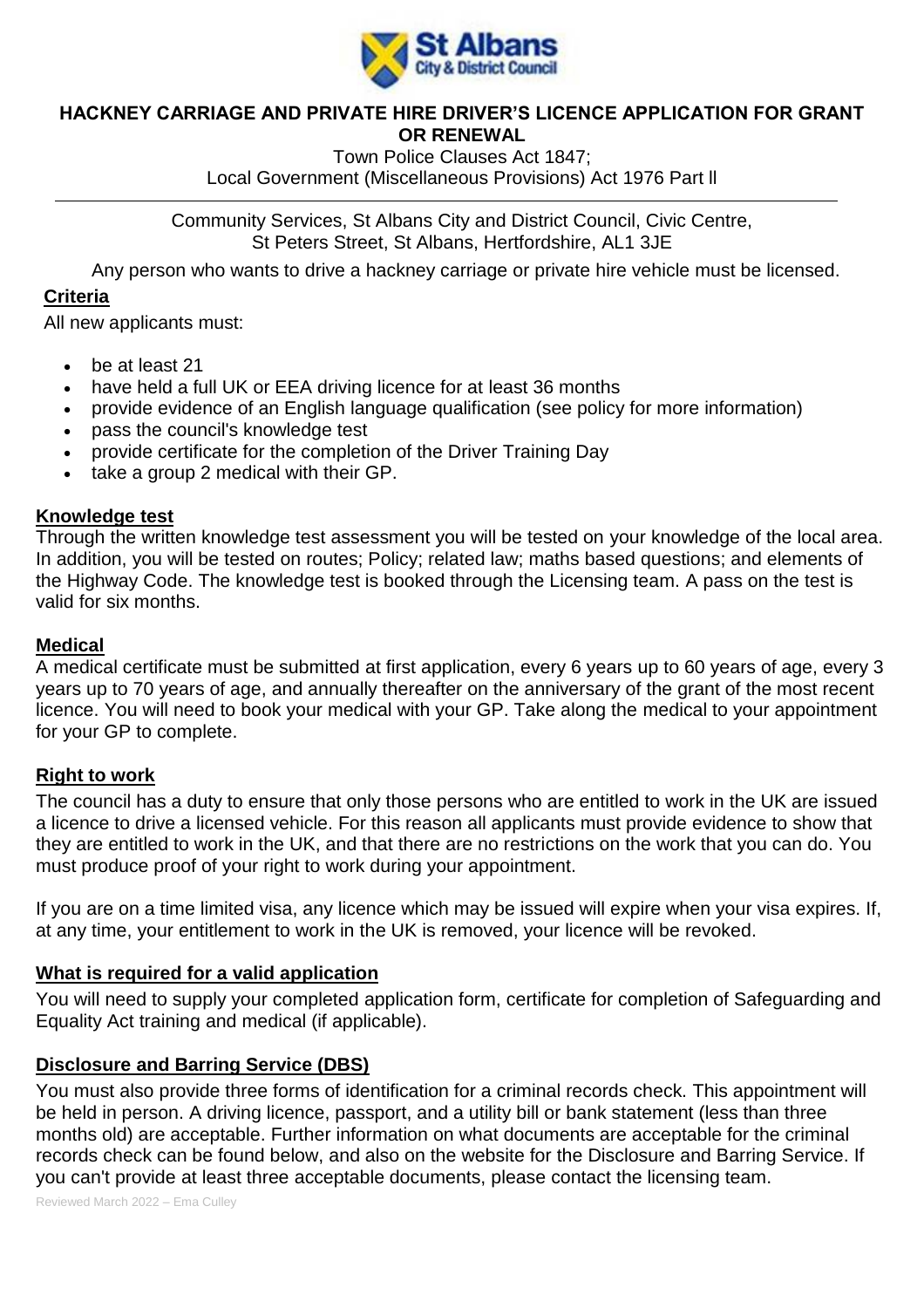# HACKNEY CARRIAGE AND PRIVATE HIRE DRIVER'S LICENCE APPLICATION FOR GRANT OR RENEWAL

Town Police Clauses Act 1847;
Local Government (Miscellaneous Provisions) Act 1976 Part ll

---

Community Services, St Albans City and District Council, Civic Centre,
St Peters Street, St Albans, Hertfordshire, AL1 3JE

Any person who wants to drive a hackney carriage or private hire vehicle must be licensed.

## Criteria

All new applicants must:

- be at least 21
- have held a full UK or EEA driving licence for at least 36 months
- provide evidence of an English language qualification (see policy for more information)
- pass the council's knowledge test
- provide certificate for the completion of the Driver Training Day
- take a group 2 medical with their GP.

## Knowledge test

Through the written knowledge test assessment you will be tested on your knowledge of the local area. In addition, you will be tested on routes; Policy; related law; maths based questions; and elements of the Highway Code. The knowledge test is booked through the Licensing team. A pass on the test is valid for six months.

## Medical

A medical certificate must be submitted at first application, every 6 years up to 60 years of age, every 3 years up to 70 years of age, and annually thereafter on the anniversary of the grant of the most recent licence. You will need to book your medical with your GP. Take along the medical to your appointment for your GP to complete.

## Right to work

The council has a duty to ensure that only those persons who are entitled to work in the UK are issued a licence to drive a licensed vehicle. For this reason all applicants must provide evidence to show that they are entitled to work in the UK, and that there are no restrictions on the work that you can do. You must produce proof of your right to work during your appointment.

If you are on a time limited visa, any licence which may be issued will expire when your visa expires. If, at any time, your entitlement to work in the UK is removed, your licence will be revoked.

## What is required for a valid application

You will need to supply your completed application form, certificate for completion of Safeguarding and Equality Act training and medical (if applicable).

## Disclosure and Barring Service (DBS)

You must also provide three forms of identification for a criminal records check. This appointment will be held in person. A driving licence, passport, and a utility bill or bank statement (less than three months old) are acceptable. Further information on what documents are acceptable for the criminal records check can be found below, and also on the website for the Disclosure and Barring Service. If you can't provide at least three acceptable documents, please contact the licensing team.

Reviewed March 2022 – Ema Culley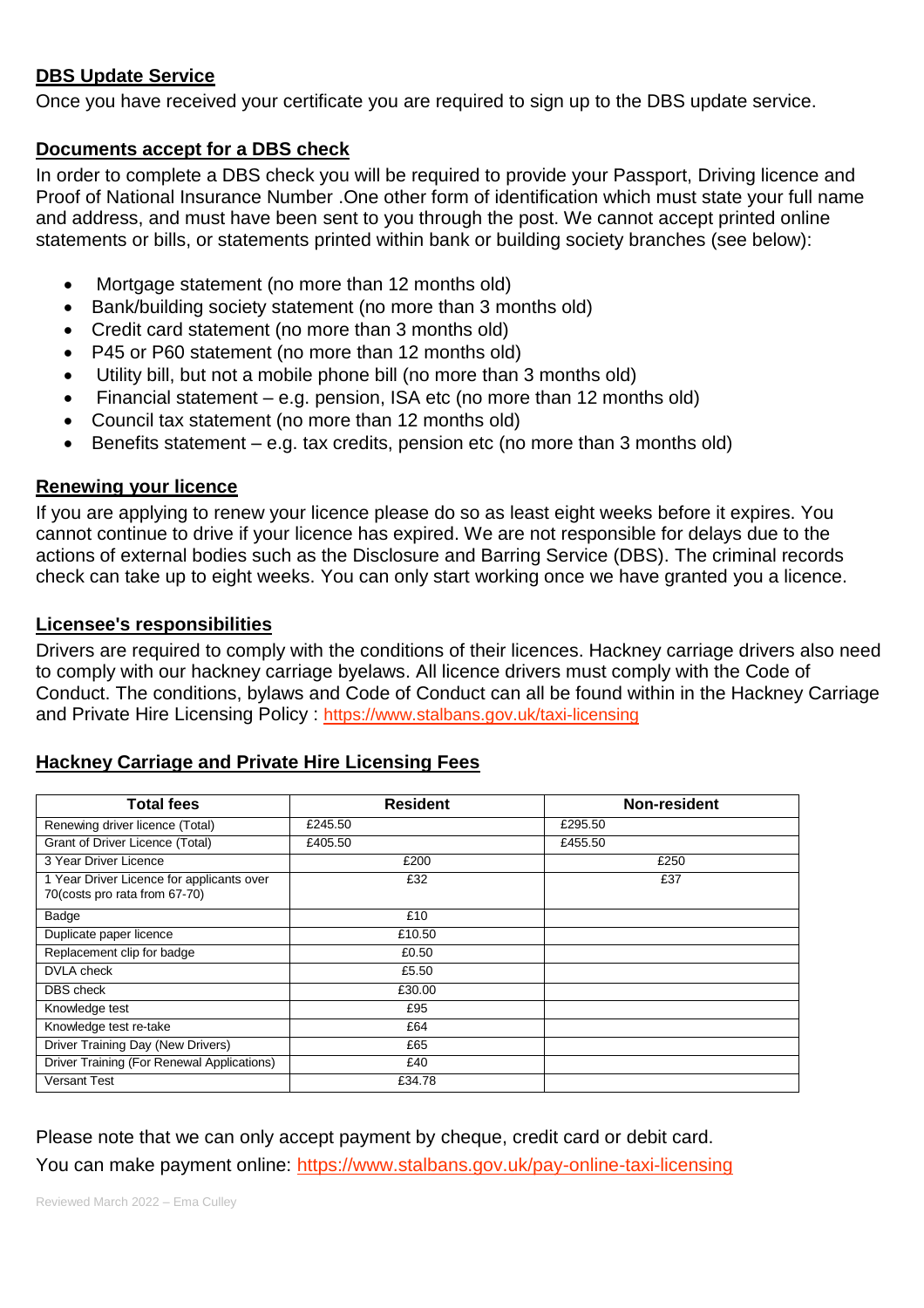## DBS Update Service

Once you have received your certificate you are required to sign up to the DBS update service.

## Documents accept for a DBS check

In order to complete a DBS check you will be required to provide your Passport, Driving licence and Proof of National Insurance Number .One other form of identification which must state your full name and address, and must have been sent to you through the post. We cannot accept printed online statements or bills, or statements printed within bank or building society branches (see below):

- Mortgage statement (no more than 12 months old)
- Bank/building society statement (no more than 3 months old)
- Credit card statement (no more than 3 months old)
- P45 or P60 statement (no more than 12 months old)
- Utility bill, but not a mobile phone bill (no more than 3 months old)
- Financial statement – e.g. pension, ISA etc (no more than 12 months old)
- Council tax statement (no more than 12 months old)
- Benefits statement – e.g. tax credits, pension etc (no more than 3 months old)

## Renewing your licence

If you are applying to renew your licence please do so as least eight weeks before it expires. You cannot continue to drive if your licence has expired. We are not responsible for delays due to the actions of external bodies such as the Disclosure and Barring Service (DBS). The criminal records check can take up to eight weeks. You can only start working once we have granted you a licence.

## Licensee's responsibilities

Drivers are required to comply with the conditions of their licences. Hackney carriage drivers also need to comply with our hackney carriage byelaws. All licence drivers must comply with the Code of Conduct. The conditions, bylaws and Code of Conduct can all be found within in the Hackney Carriage and Private Hire Licensing Policy : https://www.stalbans.gov.uk/taxi-licensing

## Hackney Carriage and Private Hire Licensing Fees

| Total fees | Resident | Non-resident |
|---|---|---|
| Renewing driver licence (Total) | £245.50 | £295.50 |
| Grant of Driver Licence (Total) | £405.50 | £455.50 |
| 3 Year Driver Licence | £200 | £250 |
| 1 Year Driver Licence for applicants over 70(costs pro rata from 67-70) | £32 | £37 |
| Badge | £10 | |
| Duplicate paper licence | £10.50 | |
| Replacement clip for badge | £0.50 | |
| DVLA check | £5.50 | |
| DBS check | £30.00 | |
| Knowledge test | £95 | |
| Knowledge test re-take | £64 | |
| Driver Training Day (New Drivers) | £65 | |
| Driver Training (For Renewal Applications) | £40 | |
| Versant Test | £34.78 | |

Please note that we can only accept payment by cheque, credit card or debit card.

You can make payment online: https://www.stalbans.gov.uk/pay-online-taxi-licensing

Reviewed March 2022 – Ema Culley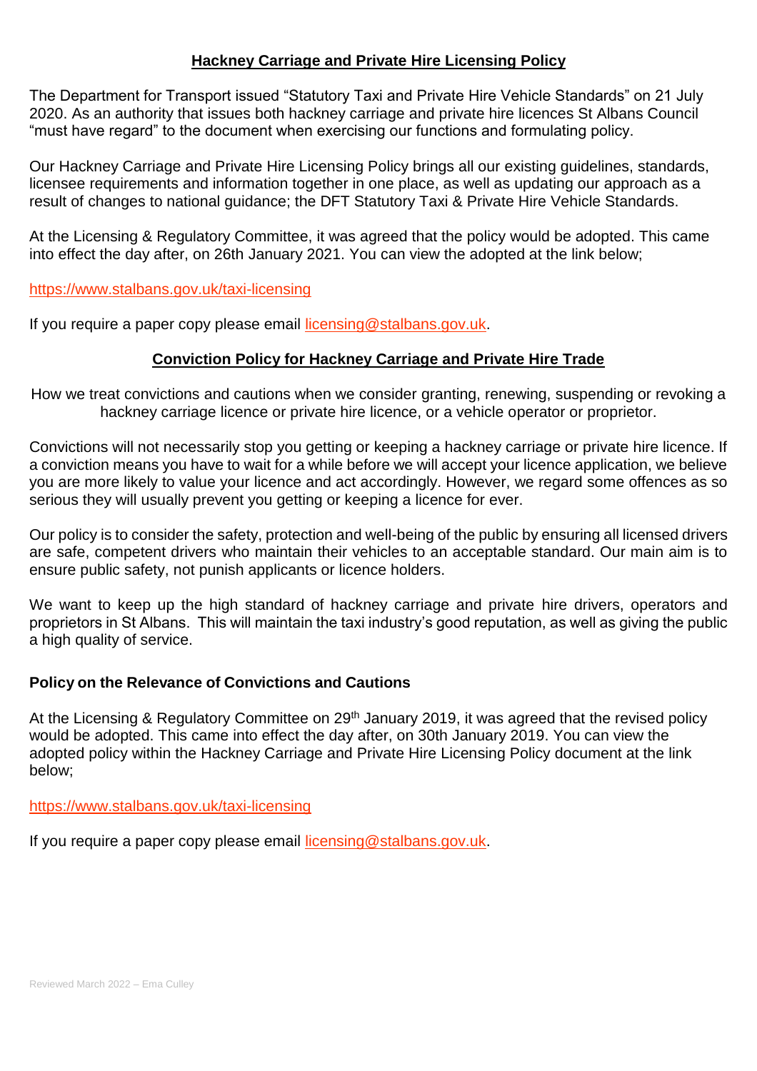## Hackney Carriage and Private Hire Licensing Policy

The Department for Transport issued "Statutory Taxi and Private Hire Vehicle Standards" on 21 July 2020. As an authority that issues both hackney carriage and private hire licences St Albans Council "must have regard" to the document when exercising our functions and formulating policy.

Our Hackney Carriage and Private Hire Licensing Policy brings all our existing guidelines, standards, licensee requirements and information together in one place, as well as updating our approach as a result of changes to national guidance; the DFT Statutory Taxi & Private Hire Vehicle Standards.

At the Licensing & Regulatory Committee, it was agreed that the policy would be adopted. This came into effect the day after, on 26th January 2021. You can view the adopted at the link below;

https://www.stalbans.gov.uk/taxi-licensing

If you require a paper copy please email licensing@stalbans.gov.uk.

## Conviction Policy for Hackney Carriage and Private Hire Trade

How we treat convictions and cautions when we consider granting, renewing, suspending or revoking a hackney carriage licence or private hire licence, or a vehicle operator or proprietor.

Convictions will not necessarily stop you getting or keeping a hackney carriage or private hire licence. If a conviction means you have to wait for a while before we will accept your licence application, we believe you are more likely to value your licence and act accordingly. However, we regard some offences as so serious they will usually prevent you getting or keeping a licence for ever.

Our policy is to consider the safety, protection and well-being of the public by ensuring all licensed drivers are safe, competent drivers who maintain their vehicles to an acceptable standard. Our main aim is to ensure public safety, not punish applicants or licence holders.

We want to keep up the high standard of hackney carriage and private hire drivers, operators and proprietors in St Albans. This will maintain the taxi industry's good reputation, as well as giving the public a high quality of service.

### Policy on the Relevance of Convictions and Cautions

At the Licensing & Regulatory Committee on 29th January 2019, it was agreed that the revised policy would be adopted. This came into effect the day after, on 30th January 2019. You can view the adopted policy within the Hackney Carriage and Private Hire Licensing Policy document at the link below;

https://www.stalbans.gov.uk/taxi-licensing

If you require a paper copy please email licensing@stalbans.gov.uk.

Reviewed March 2022 – Ema Culley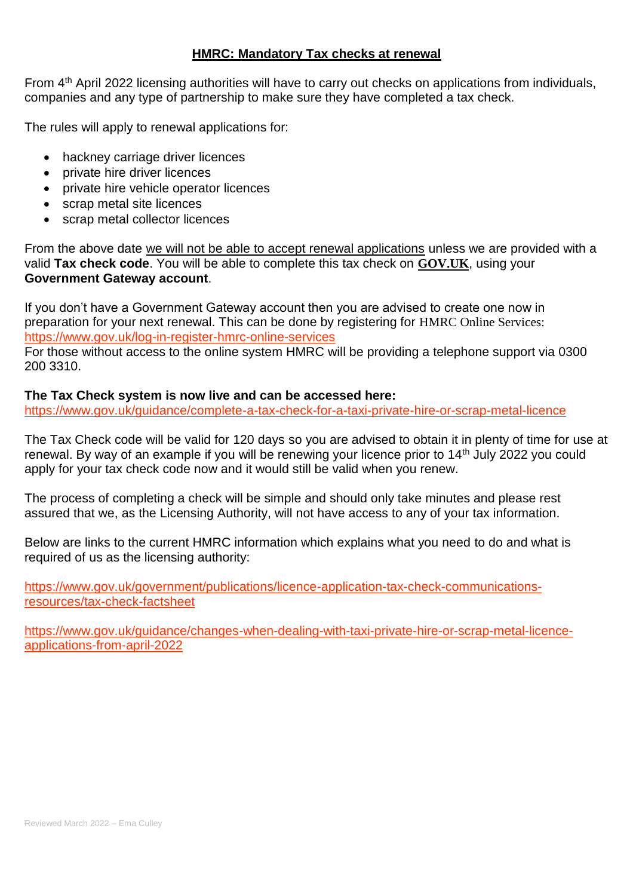## HMRC: Mandatory Tax checks at renewal

From 4th April 2022 licensing authorities will have to carry out checks on applications from individuals, companies and any type of partnership to make sure they have completed a tax check.

The rules will apply to renewal applications for:

- hackney carriage driver licences
- private hire driver licences
- private hire vehicle operator licences
- scrap metal site licences
- scrap metal collector licences

From the above date we will not be able to accept renewal applications unless we are provided with a valid **Tax check code**. You will be able to complete this tax check on **GOV.UK**, using your **Government Gateway account**.

If you don't have a Government Gateway account then you are advised to create one now in preparation for your next renewal. This can be done by registering for HMRC Online Services: https://www.gov.uk/log-in-register-hmrc-online-services
For those without access to the online system HMRC will be providing a telephone support via 0300 200 3310.

**The Tax Check system is now live and can be accessed here:**
https://www.gov.uk/guidance/complete-a-tax-check-for-a-taxi-private-hire-or-scrap-metal-licence

The Tax Check code will be valid for 120 days so you are advised to obtain it in plenty of time for use at renewal. By way of an example if you will be renewing your licence prior to 14th July 2022 you could apply for your tax check code now and it would still be valid when you renew.

The process of completing a check will be simple and should only take minutes and please rest assured that we, as the Licensing Authority, will not have access to any of your tax information.

Below are links to the current HMRC information which explains what you need to do and what is required of us as the licensing authority:

https://www.gov.uk/government/publications/licence-application-tax-check-communications-resources/tax-check-factsheet

https://www.gov.uk/guidance/changes-when-dealing-with-taxi-private-hire-or-scrap-metal-licence-applications-from-april-2022

Reviewed March 2022 – Ema Culley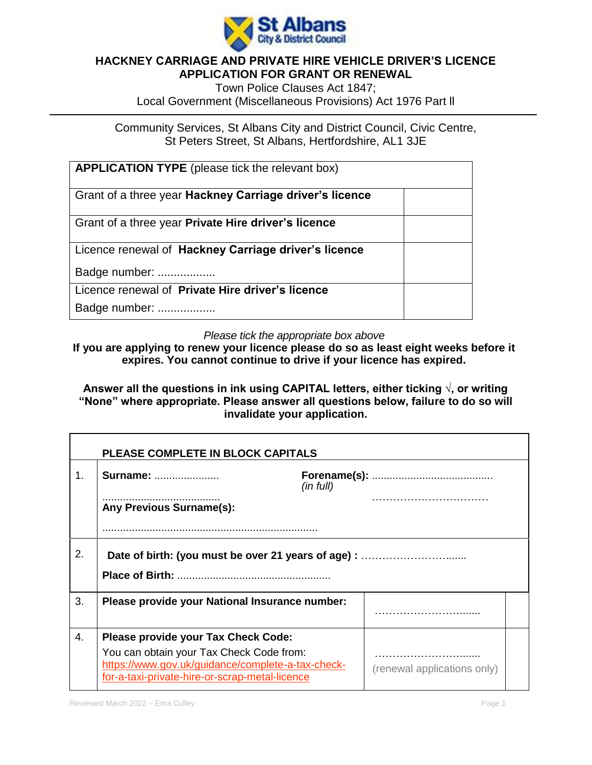# HACKNEY CARRIAGE AND PRIVATE HIRE VEHICLE DRIVER'S LICENCE APPLICATION FOR GRANT OR RENEWAL

Town Police Clauses Act 1847;
Local Government (Miscellaneous Provisions) Act 1976 Part ll

Community Services, St Albans City and District Council, Civic Centre, St Peters Street, St Albans, Hertfordshire, AL1 3JE

| **APPLICATION TYPE** (please tick the relevant box) | |
|---|---|
| Grant of a three year **Hackney Carriage driver's licence** | |
| Grant of a three year **Private Hire driver's licence** | |
| Licence renewal of **Hackney Carriage driver's licence**<br>Badge number: .................. | |
| Licence renewal of **Private Hire driver's licence**<br>Badge number: .................. | |

*Please tick the appropriate box above*

**If you are applying to renew your licence please do so as least eight weeks before it expires. You cannot continue to drive if your licence has expired.**

**Answer all the questions in ink using CAPITAL letters, either ticking √, or writing "None" where appropriate. Please answer all questions below, failure to do so will invalidate your application.**

| | **PLEASE COMPLETE IN BLOCK CAPITALS** | |
|---|---|---|
| 1. | **Surname:** ...................... ........................................<br>**Any Previous Surname(s):**<br>........................................................................ | **Forename(s):** .........................................<br>*(in full)* …………………………… |
| 2. | **Date of birth: (you must be over 21 years of age) :** ………………………......<br>**Place of Birth:** .................................................... | |
| 3. | **Please provide your National Insurance number:** | ………………………...... |
| 4. | **Please provide your Tax Check Code:**<br>You can obtain your Tax Check Code from:<br>https://www.gov.uk/guidance/complete-a-tax-check-for-a-taxi-private-hire-or-scrap-metal-licence | ………………………......<br>(renewal applications only) |

Reviewed March 2022 – Ema Culley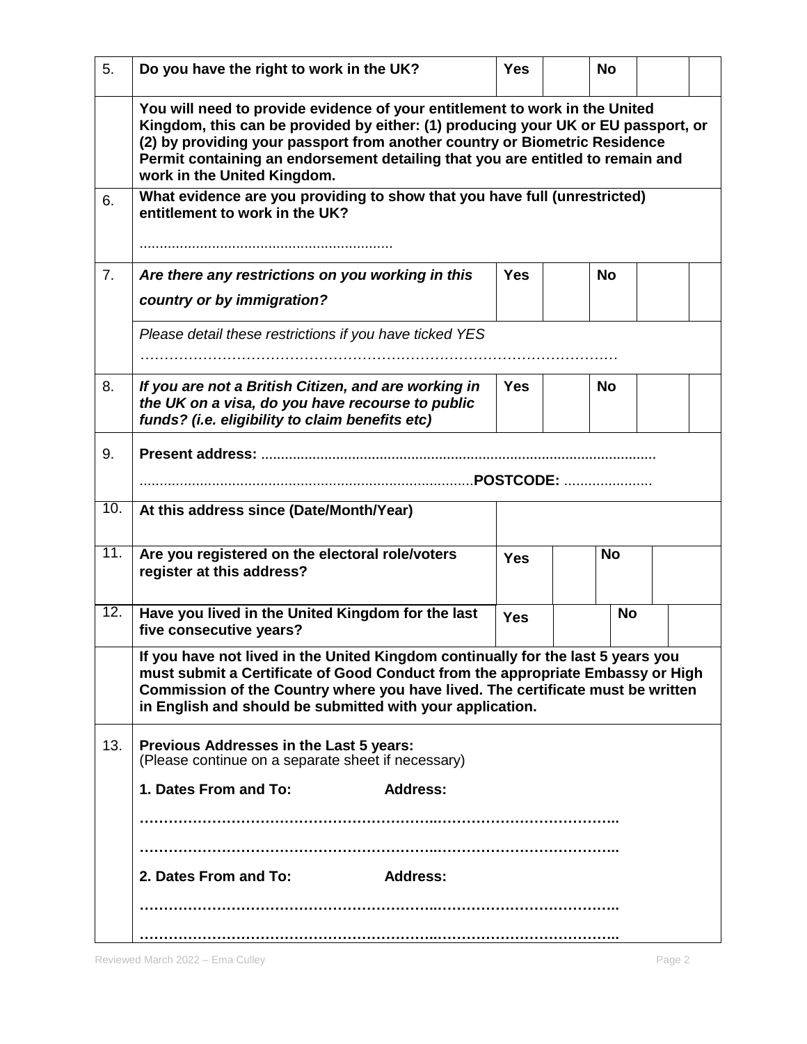| | | | | | | |
|---|---|---|---|---|---|---|
| 5. | **Do you have the right to work in the UK?** | **Yes** | | **No** | | |
| | **You will need to provide evidence of your entitlement to work in the United Kingdom, this can be provided by either: (1) producing your UK or EU passport, or (2) by providing your passport from another country or Biometric Residence Permit containing an endorsement detailing that you are entitled to remain and work in the United Kingdom.** | | | | | |
| 6. | **What evidence are you providing to show that you have full (unrestricted) entitlement to work in the UK?** ............................................................... | | | | | |
| 7. | ***Are there any restrictions on you working in this country or by immigration?*** | **Yes** | | **No** | | |
| | *Please detail these restrictions if you have ticked YES* ………………………………………………………………………………………… | | | | | |
| 8. | ***If you are not a British Citizen, and are working in the UK on a visa, do you have recourse to public funds? (i.e. eligibility to claim benefits etc)*** | **Yes** | | **No** | | |
| 9. | **Present address:** .................................................................................................... ..................................................................................**POSTCODE:** ...................... | | | | | |
| 10. | **At this address since (Date/Month/Year)** | | | | | |
| 11. | **Are you registered on the electoral role/voters register at this address?** | **Yes** | | **No** | | |
| 12. | **Have you lived in the United Kingdom for the last five consecutive years?** | **Yes** | | **No** | | |
| | **If you have not lived in the United Kingdom continually for the last 5 years you must submit a Certificate of Good Conduct from the appropriate Embassy or High Commission of the Country where you have lived. The certificate must be written in English and should be submitted with your application.** | | | | | |
| 13. | **Previous Addresses in the Last 5 years:** (Please continue on a separate sheet if necessary)<br><br>**1. Dates From and To: Address:**<br>**…………………………………………………………………………………………..**<br>**…………………………………………………………………………………………..**<br><br>**2. Dates From and To: Address:**<br>**…………………………………………………………………………………………..**<br>**…………………………………………………………………………………………..** | | | | | |

Reviewed March 2022 – Ema Culley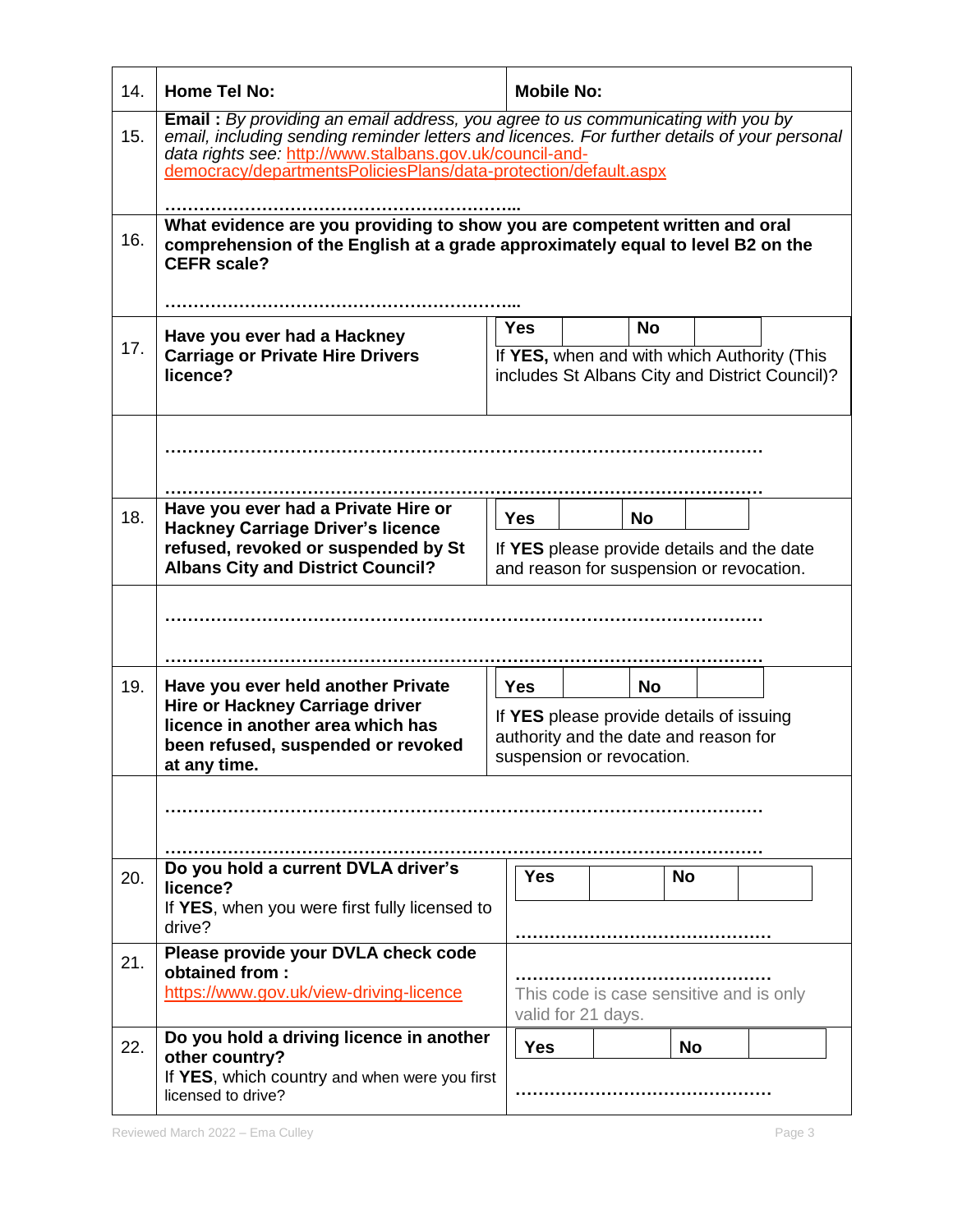| | | |
|---|---|---|
| 14. | **Home Tel No:** | **Mobile No:** |
| 15. | **Email :** *By providing an email address, you agree to us communicating with you by email, including sending reminder letters and licences. For further details of your personal data rights see:* http://www.stalbans.gov.uk/council-and-democracy/departmentsPoliciesPlans/data-protection/default.aspx<br><br>………………………………………………………... | |
| 16. | **What evidence are you providing to show you are competent written and oral comprehension of the English at a grade approximately equal to level B2 on the CEFR scale?**<br><br>………………………………………………………... | |
| 17. | **Have you ever had a Hackney Carriage or Private Hire Drivers licence?** | **Yes** ☐ **No** ☐<br>If **YES,** when and with which Authority (This includes St Albans City and District Council)? |
| | ………………………………………………………………………………………<br><br>……………………………………………………………………………………… | |
| 18. | **Have you ever had a Private Hire or Hackney Carriage Driver's licence refused, revoked or suspended by St Albans City and District Council?** | **Yes** ☐ **No** ☐<br>If **YES** please provide details and the date and reason for suspension or revocation. |
| | ………………………………………………………………………………………<br><br>……………………………………………………………………………………… | |
| 19. | **Have you ever held another Private Hire or Hackney Carriage driver licence in another area which has been refused, suspended or revoked at any time.** | **Yes** ☐ **No** ☐<br>If **YES** please provide details of issuing authority and the date and reason for suspension or revocation. |
| | ………………………………………………………………………………………<br><br>……………………………………………………………………………………… | |
| 20. | **Do you hold a current DVLA driver's licence?**<br>If **YES**, when you were first fully licensed to drive? | **Yes** ☐ **No** ☐<br><br>……………………………………… |
| 21. | **Please provide your DVLA check code obtained from :**<br>https://www.gov.uk/view-driving-licence | ………………………………………<br>This code is case sensitive and is only valid for 21 days. |
| 22. | **Do you hold a driving licence in another other country?**<br>If **YES**, which country and when were you first licensed to drive? | **Yes** ☐ **No** ☐<br><br>……………………………………… |

Reviewed March 2022 – Ema Culley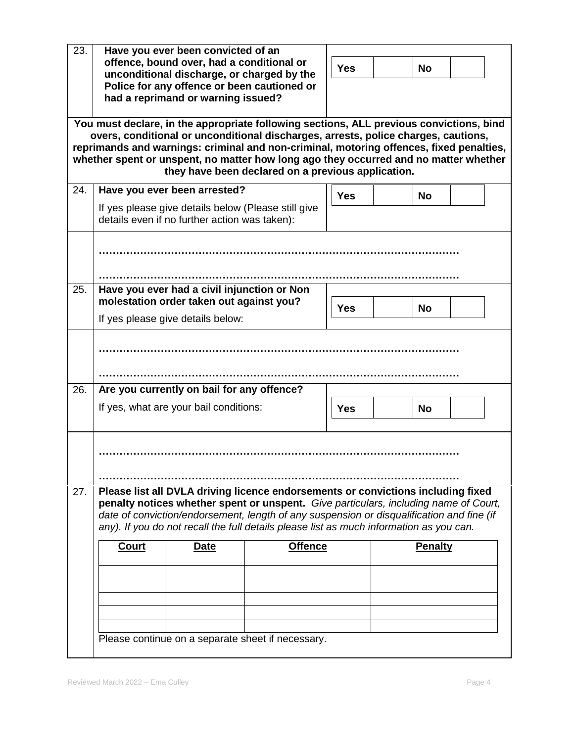| 23. | **Have you ever been convicted of an offence, bound over, had a conditional or unconditional discharge, or charged by the Police for any offence or been cautioned or had a reprimand or warning issued?** | **Yes** ☐ **No** ☐ |
|---|---|---|

**You must declare, in the appropriate following sections, ALL previous convictions, bind overs, conditional or unconditional discharges, arrests, police charges, cautions, reprimands and warnings: criminal and non-criminal, motoring offences, fixed penalties, whether spent or unspent, no matter how long ago they occurred and no matter whether they have been declared on a previous application.**

| 24. | **Have you ever been arrested?**<br>If yes please give details below (Please still give details even if no further action was taken): | **Yes** ☐ **No** ☐ |
|---|---|---|

…………………………………………………………………………………………

…………………………………………………………………………………………

| 25. | **Have you ever had a civil injunction or Non molestation order taken out against you?**<br>If yes please give details below: | **Yes** ☐ **No** ☐ |
|---|---|---|

…………………………………………………………………………………………

…………………………………………………………………………………………

| 26. | **Are you currently on bail for any offence?**<br>If yes, what are your bail conditions: | **Yes** ☐ **No** ☐ |
|---|---|---|

…………………………………………………………………………………………

…………………………………………………………………………………………

27. **Please list all DVLA driving licence endorsements or convictions including fixed penalty notices whether spent or unspent.** *Give particulars, including name of Court, date of conviction/endorsement, length of any suspension or disqualification and fine (if any). If you do not recall the full details please list as much information as you can.*

| Court | Date | Offence | Penalty |
|---|---|---|---|
| | | | |
| | | | |
| | | | |
| | | | |
| | | | |

Please continue on a separate sheet if necessary.

Reviewed March 2022 – Ema Culley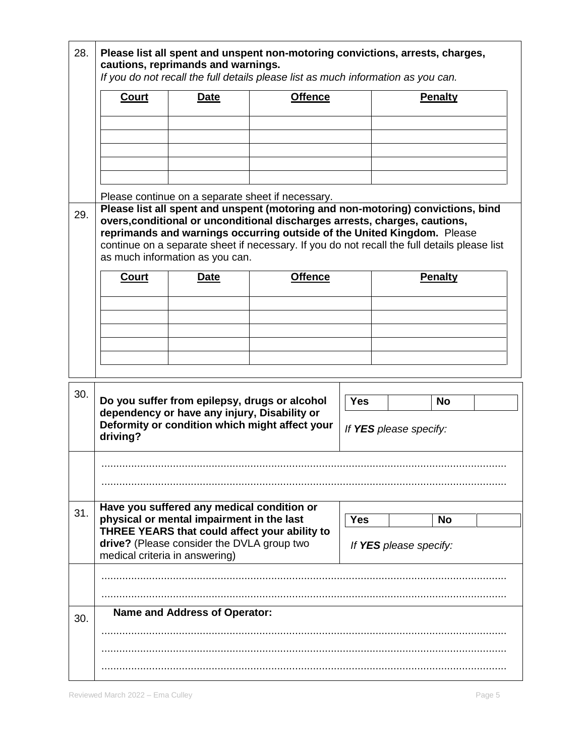28. **Please list all spent and unspent non-motoring convictions, arrests, charges, cautions, reprimands and warnings.**
*If you do not recall the full details please list as much information as you can.*

| Court | Date | Offence | Penalty |
|---|---|---|---|
| | | | |
| | | | |
| | | | |
| | | | |
| | | | |

Please continue on a separate sheet if necessary.

29. **Please list all spent and unspent (motoring and non-motoring) convictions, bind overs,conditional or unconditional discharges arrests, charges, cautions, reprimands and warnings occurring outside of the United Kingdom.** Please continue on a separate sheet if necessary. If you do not recall the full details please list as much information as you can.

| Court | Date | Offence | Penalty |
|---|---|---|---|
| | | | |
| | | | |
| | | | |
| | | | |
| | | | |

30. **Do you suffer from epilepsy, drugs or alcohol dependency or have any injury, Disability or Deformity or condition which might affect your driving?**

| Yes | | No | |
|---|---|---|---|

*If **YES** please specify:*

.......................................................................................................................................

.......................................................................................................................................

31. **Have you suffered any medical condition or physical or mental impairment in the last THREE YEARS that could affect your ability to drive?** (Please consider the DVLA group two medical criteria in answering)

| Yes | | No | |
|---|---|---|---|

*If **YES** please specify:*

.......................................................................................................................................

.......................................................................................................................................

30. **Name and Address of Operator:**

.......................................................................................................................................

.......................................................................................................................................

.......................................................................................................................................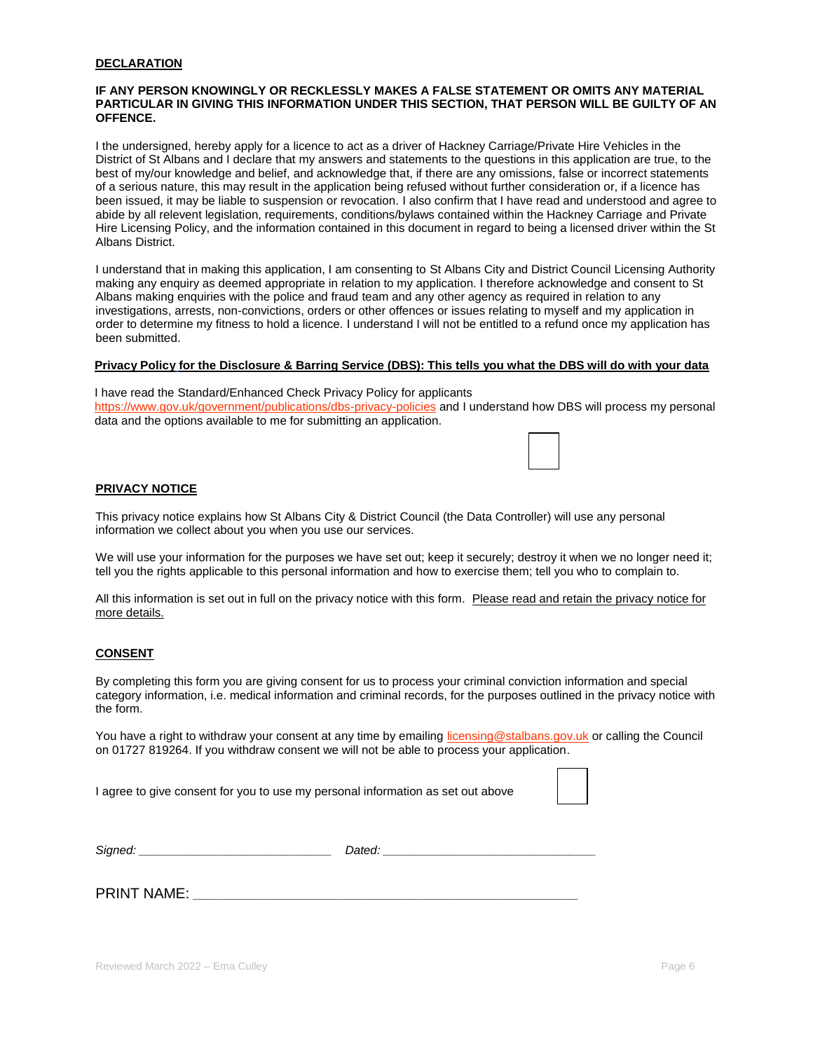**DECLARATION**

**IF ANY PERSON KNOWINGLY OR RECKLESSLY MAKES A FALSE STATEMENT OR OMITS ANY MATERIAL PARTICULAR IN GIVING THIS INFORMATION UNDER THIS SECTION, THAT PERSON WILL BE GUILTY OF AN OFFENCE.**

I the undersigned, hereby apply for a licence to act as a driver of Hackney Carriage/Private Hire Vehicles in the District of St Albans and I declare that my answers and statements to the questions in this application are true, to the best of my/our knowledge and belief, and acknowledge that, if there are any omissions, false or incorrect statements of a serious nature, this may result in the application being refused without further consideration or, if a licence has been issued, it may be liable to suspension or revocation. I also confirm that I have read and understood and agree to abide by all relevent legislation, requirements, conditions/bylaws contained within the Hackney Carriage and Private Hire Licensing Policy, and the information contained in this document in regard to being a licensed driver within the St Albans District.

I understand that in making this application, I am consenting to St Albans City and District Council Licensing Authority making any enquiry as deemed appropriate in relation to my application. I therefore acknowledge and consent to St Albans making enquiries with the police and fraud team and any other agency as required in relation to any investigations, arrests, non-convictions, orders or other offences or issues relating to myself and my application in order to determine my fitness to hold a licence. I understand I will not be entitled to a refund once my application has been submitted.

**Privacy Policy for the Disclosure & Barring Service (DBS): This tells you what the DBS will do with your data**

I have read the Standard/Enhanced Check Privacy Policy for applicants https://www.gov.uk/government/publications/dbs-privacy-policies and I understand how DBS will process my personal data and the options available to me for submitting an application.

☐

**PRIVACY NOTICE**

This privacy notice explains how St Albans City & District Council (the Data Controller) will use any personal information we collect about you when you use our services.

We will use your information for the purposes we have set out; keep it securely; destroy it when we no longer need it; tell you the rights applicable to this personal information and how to exercise them; tell you who to complain to.

All this information is set out in full on the privacy notice with this form. Please read and retain the privacy notice for more details.

**CONSENT**

By completing this form you are giving consent for us to process your criminal conviction information and special category information, i.e. medical information and criminal records, for the purposes outlined in the privacy notice with the form.

You have a right to withdraw your consent at any time by emailing licensing@stalbans.gov.uk or calling the Council on 01727 819264. If you withdraw consent we will not be able to process your application.

I agree to give consent for you to use my personal information as set out above ☐

*Signed:* ____________________________ *Dated:* ______________________________

PRINT NAME: ______________________________________________________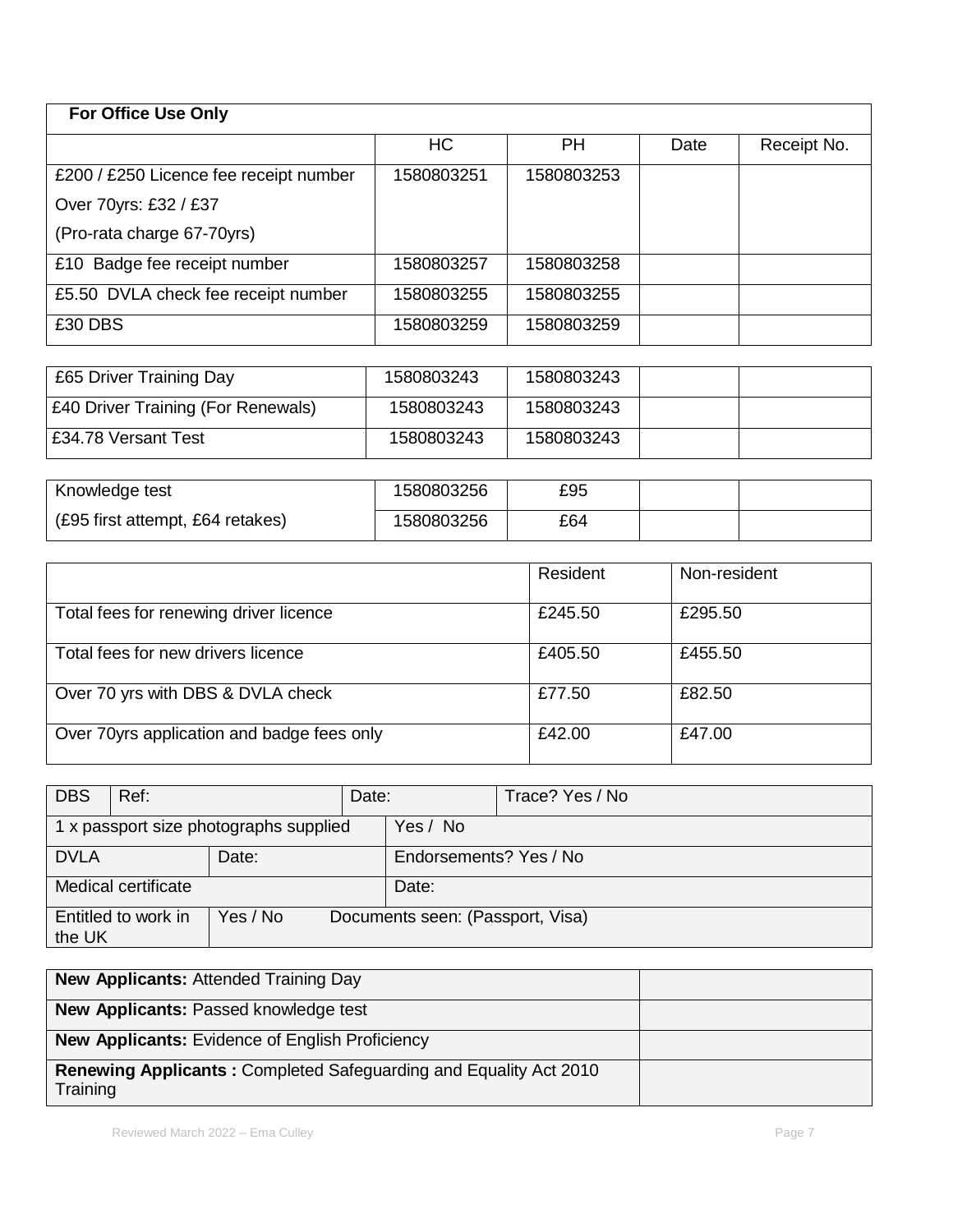| **For Office Use Only** | | | | |
|---|---|---|---|---|
| | HC | PH | Date | Receipt No. |
| £200 / £250 Licence fee receipt number<br>Over 70yrs: £32 / £37<br>(Pro-rata charge 67-70yrs) | 1580803251 | 1580803253 | | |
| £10 Badge fee receipt number | 1580803257 | 1580803258 | | |
| £5.50 DVLA check fee receipt number | 1580803255 | 1580803255 | | |
| £30 DBS | 1580803259 | 1580803259 | | |

| | | | | |
|---|---|---|---|---|
| £65 Driver Training Day | 1580803243 | 1580803243 | | |
| £40 Driver Training (For Renewals) | 1580803243 | 1580803243 | | |
| £34.78 Versant Test | 1580803243 | 1580803243 | | |

| | | | | |
|---|---|---|---|---|
| Knowledge test | 1580803256 | £95 | | |
| (£95 first attempt, £64 retakes) | 1580803256 | £64 | | |

| | Resident | Non-resident |
|---|---|---|
| Total fees for renewing driver licence | £245.50 | £295.50 |
| Total fees for new drivers licence | £405.50 | £455.50 |
| Over 70 yrs with DBS & DVLA check | £77.50 | £82.50 |
| Over 70yrs application and badge fees only | £42.00 | £47.00 |

| | | | |
|---|---|---|---|
| DBS | Ref: | Date: | Trace? Yes / No |
| 1 x passport size photographs supplied | | Yes / No | |
| DVLA | Date: | Endorsements? Yes / No | |
| Medical certificate | | Date: | |
| Entitled to work in the UK | Yes / No | Documents seen: (Passport, Visa) | |

| | |
|---|---|
| **New Applicants:** Attended Training Day | |
| **New Applicants:** Passed knowledge test | |
| **New Applicants:** Evidence of English Proficiency | |
| **Renewing Applicants :** Completed Safeguarding and Equality Act 2010 Training | |

Reviewed March 2022 – Ema Culley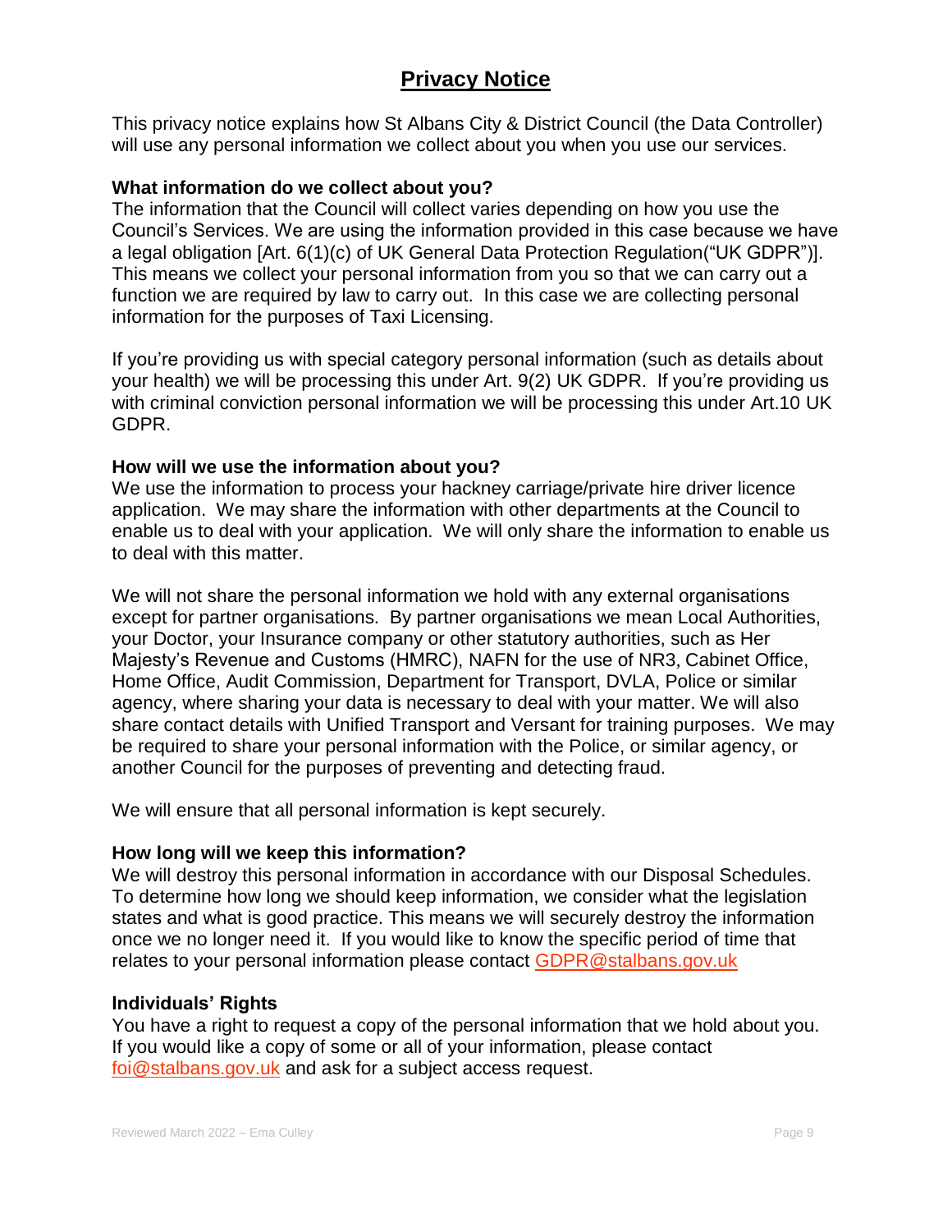# Privacy Notice

This privacy notice explains how St Albans City & District Council (the Data Controller) will use any personal information we collect about you when you use our services.

**What information do we collect about you?**

The information that the Council will collect varies depending on how you use the Council's Services. We are using the information provided in this case because we have a legal obligation [Art. 6(1)(c) of UK General Data Protection Regulation("UK GDPR")]. This means we collect your personal information from you so that we can carry out a function we are required by law to carry out. In this case we are collecting personal information for the purposes of Taxi Licensing.

If you're providing us with special category personal information (such as details about your health) we will be processing this under Art. 9(2) UK GDPR. If you're providing us with criminal conviction personal information we will be processing this under Art.10 UK GDPR.

**How will we use the information about you?**

We use the information to process your hackney carriage/private hire driver licence application. We may share the information with other departments at the Council to enable us to deal with your application. We will only share the information to enable us to deal with this matter.

We will not share the personal information we hold with any external organisations except for partner organisations. By partner organisations we mean Local Authorities, your Doctor, your Insurance company or other statutory authorities, such as Her Majesty's Revenue and Customs (HMRC), NAFN for the use of NR3, Cabinet Office, Home Office, Audit Commission, Department for Transport, DVLA, Police or similar agency, where sharing your data is necessary to deal with your matter. We will also share contact details with Unified Transport and Versant for training purposes. We may be required to share your personal information with the Police, or similar agency, or another Council for the purposes of preventing and detecting fraud.

We will ensure that all personal information is kept securely.

**How long will we keep this information?**

We will destroy this personal information in accordance with our Disposal Schedules. To determine how long we should keep information, we consider what the legislation states and what is good practice. This means we will securely destroy the information once we no longer need it. If you would like to know the specific period of time that relates to your personal information please contact GDPR@stalbans.gov.uk

**Individuals' Rights**

You have a right to request a copy of the personal information that we hold about you. If you would like a copy of some or all of your information, please contact foi@stalbans.gov.uk and ask for a subject access request.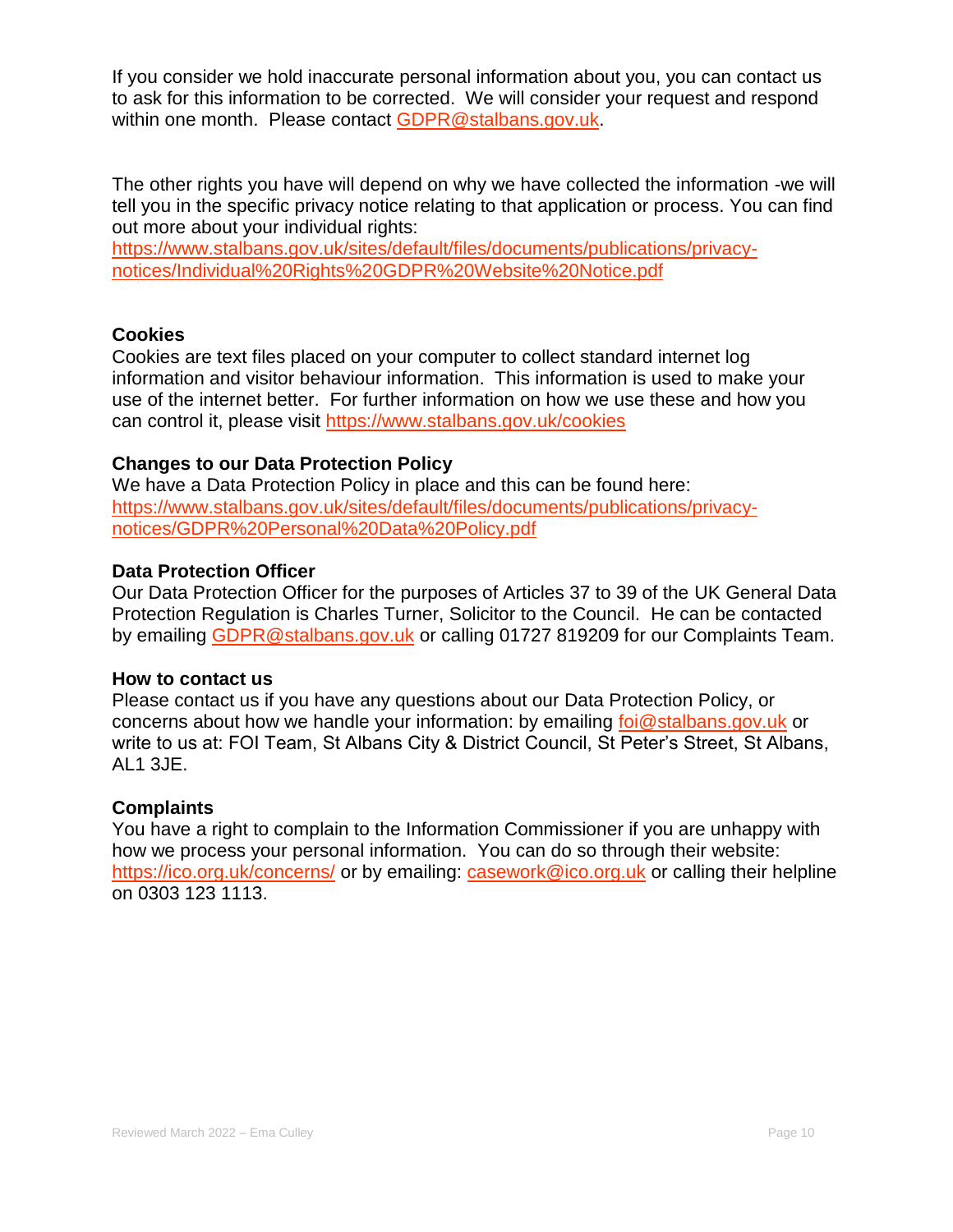If you consider we hold inaccurate personal information about you, you can contact us to ask for this information to be corrected. We will consider your request and respond within one month. Please contact GDPR@stalbans.gov.uk.

The other rights you have will depend on why we have collected the information -we will tell you in the specific privacy notice relating to that application or process. You can find out more about your individual rights:
https://www.stalbans.gov.uk/sites/default/files/documents/publications/privacy-notices/Individual%20Rights%20GDPR%20Website%20Notice.pdf

**Cookies**

Cookies are text files placed on your computer to collect standard internet log information and visitor behaviour information. This information is used to make your use of the internet better. For further information on how we use these and how you can control it, please visit https://www.stalbans.gov.uk/cookies

**Changes to our Data Protection Policy**

We have a Data Protection Policy in place and this can be found here:
https://www.stalbans.gov.uk/sites/default/files/documents/publications/privacy-notices/GDPR%20Personal%20Data%20Policy.pdf

**Data Protection Officer**

Our Data Protection Officer for the purposes of Articles 37 to 39 of the UK General Data Protection Regulation is Charles Turner, Solicitor to the Council. He can be contacted by emailing GDPR@stalbans.gov.uk or calling 01727 819209 for our Complaints Team.

**How to contact us**

Please contact us if you have any questions about our Data Protection Policy, or concerns about how we handle your information: by emailing foi@stalbans.gov.uk or write to us at: FOI Team, St Albans City & District Council, St Peter's Street, St Albans, AL1 3JE.

**Complaints**

You have a right to complain to the Information Commissioner if you are unhappy with how we process your personal information. You can do so through their website: https://ico.org.uk/concerns/ or by emailing: casework@ico.org.uk or calling their helpline on 0303 123 1113.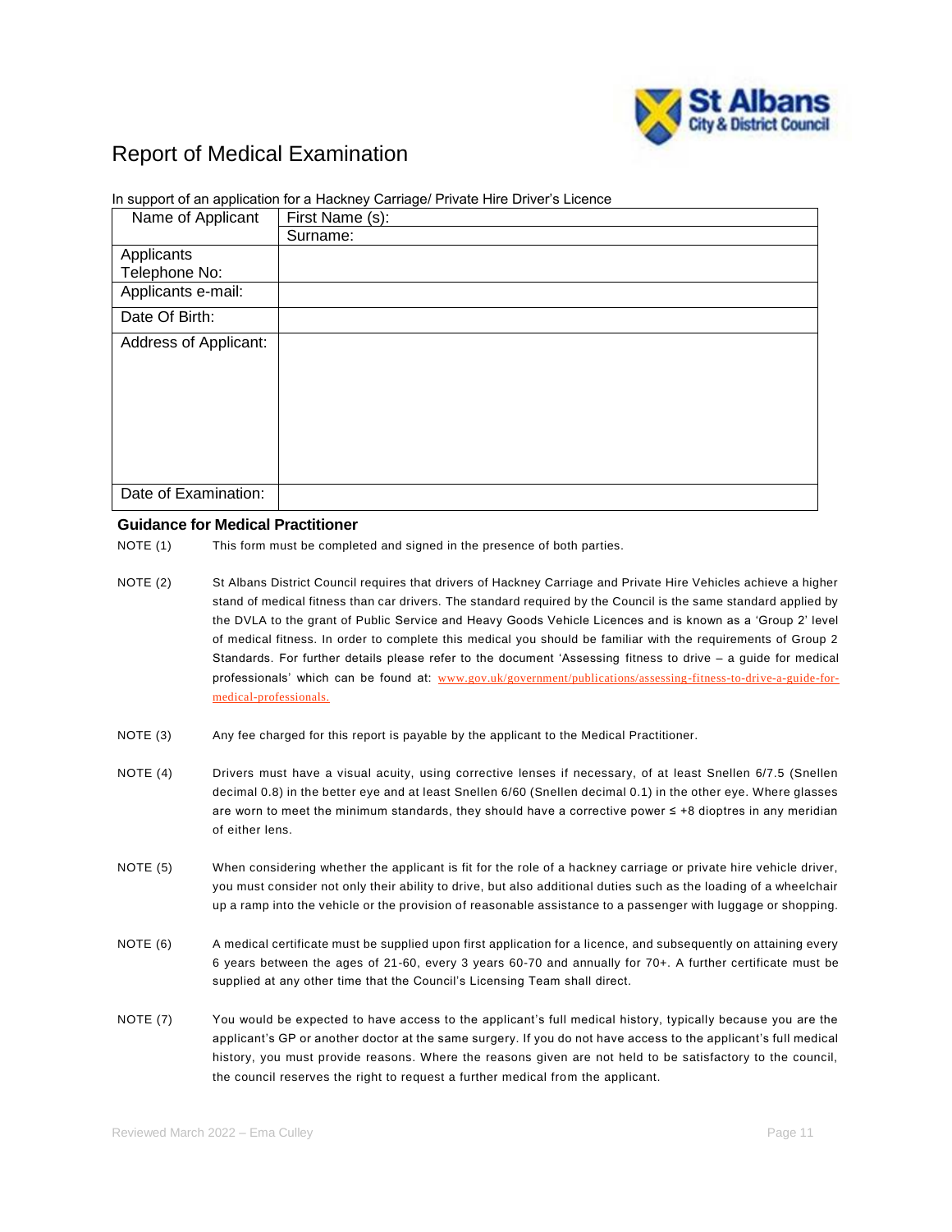# Report of Medical Examination

In support of an application for a Hackney Carriage/ Private Hire Driver's Licence

| Name of Applicant | First Name (s): |
|---|---|
| | Surname: |
| Applicants Telephone No: | |
| Applicants e-mail: | |
| Date Of Birth: | |
| Address of Applicant: | |
| Date of Examination: | |

## Guidance for Medical Practitioner

NOTE (1) This form must be completed and signed in the presence of both parties.

NOTE (2) St Albans District Council requires that drivers of Hackney Carriage and Private Hire Vehicles achieve a higher stand of medical fitness than car drivers. The standard required by the Council is the same standard applied by the DVLA to the grant of Public Service and Heavy Goods Vehicle Licences and is known as a 'Group 2' level of medical fitness. In order to complete this medical you should be familiar with the requirements of Group 2 Standards. For further details please refer to the document 'Assessing fitness to drive – a guide for medical professionals' which can be found at: www.gov.uk/government/publications/assessing-fitness-to-drive-a-guide-for-medical-professionals.

NOTE (3) Any fee charged for this report is payable by the applicant to the Medical Practitioner.

NOTE (4) Drivers must have a visual acuity, using corrective lenses if necessary, of at least Snellen 6/7.5 (Snellen decimal 0.8) in the better eye and at least Snellen 6/60 (Snellen decimal 0.1) in the other eye. Where glasses are worn to meet the minimum standards, they should have a corrective power ≤ +8 dioptres in any meridian of either lens.

NOTE (5) When considering whether the applicant is fit for the role of a hackney carriage or private hire vehicle driver, you must consider not only their ability to drive, but also additional duties such as the loading of a wheelchair up a ramp into the vehicle or the provision of reasonable assistance to a passenger with luggage or shopping.

NOTE (6) A medical certificate must be supplied upon first application for a licence, and subsequently on attaining every 6 years between the ages of 21-60, every 3 years 60-70 and annually for 70+. A further certificate must be supplied at any other time that the Council's Licensing Team shall direct.

NOTE (7) You would be expected to have access to the applicant's full medical history, typically because you are the applicant's GP or another doctor at the same surgery. If you do not have access to the applicant's full medical history, you must provide reasons. Where the reasons given are not held to be satisfactory to the council, the council reserves the right to request a further medical from the applicant.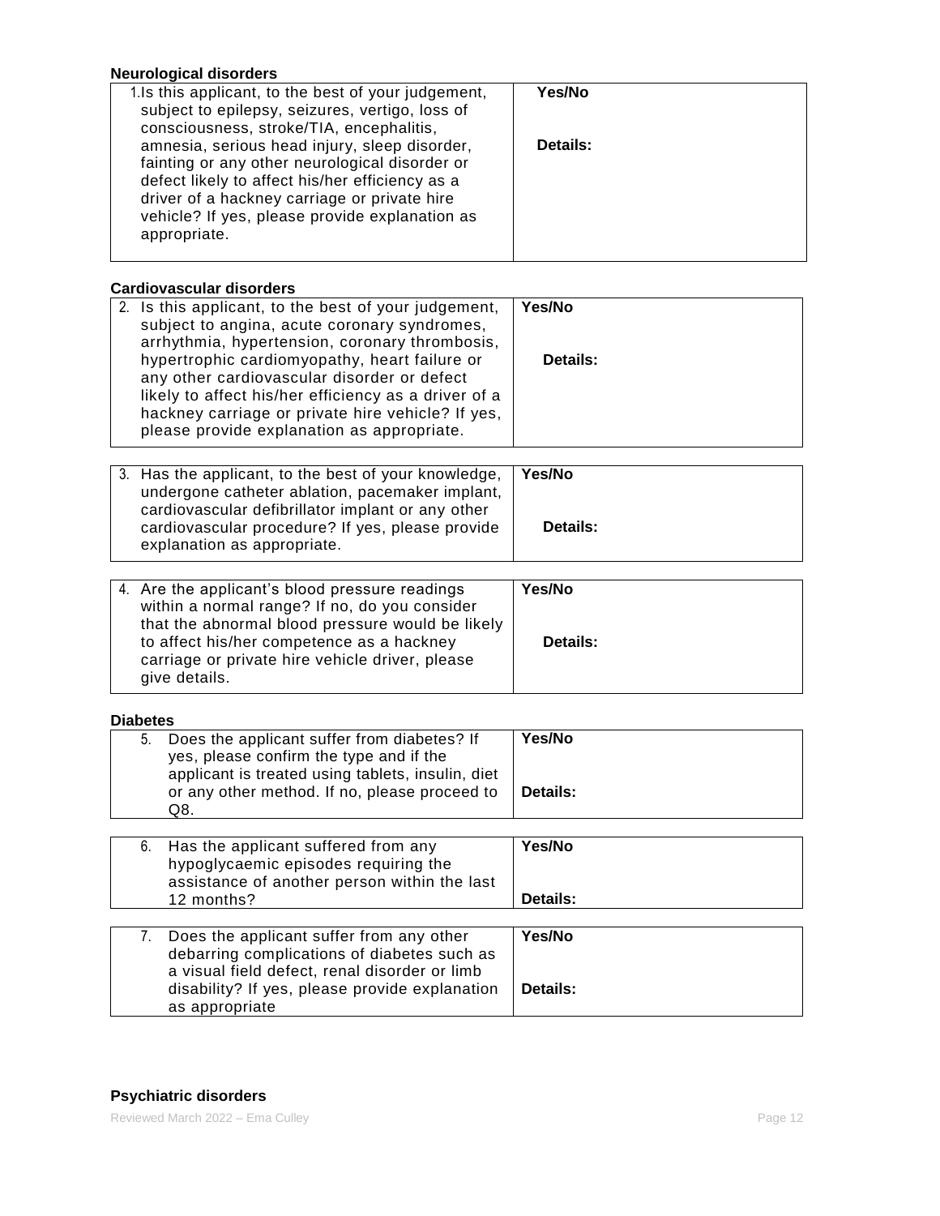**Neurological disorders**

| 1. Is this applicant, to the best of your judgement, subject to epilepsy, seizures, vertigo, loss of consciousness, stroke/TIA, encephalitis, amnesia, serious head injury, sleep disorder, fainting or any other neurological disorder or defect likely to affect his/her efficiency as a driver of a hackney carriage or private hire vehicle? If yes, please provide explanation as appropriate. | **Yes/No**<br><br>**Details:** |
|---|---|

**Cardiovascular disorders**

| 2. Is this applicant, to the best of your judgement, subject to angina, acute coronary syndromes, arrhythmia, hypertension, coronary thrombosis, hypertrophic cardiomyopathy, heart failure or any other cardiovascular disorder or defect likely to affect his/her efficiency as a driver of a hackney carriage or private hire vehicle? If yes, please provide explanation as appropriate. | **Yes/No**<br><br>**Details:** |
|---|---|

| 3. Has the applicant, to the best of your knowledge, undergone catheter ablation, pacemaker implant, cardiovascular defibrillator implant or any other cardiovascular procedure? If yes, please provide explanation as appropriate. | **Yes/No**<br><br>**Details:** |
|---|---|

| 4. Are the applicant's blood pressure readings within a normal range? If no, do you consider that the abnormal blood pressure would be likely to affect his/her competence as a hackney carriage or private hire vehicle driver, please give details. | **Yes/No**<br><br>**Details:** |
|---|---|

**Diabetes**

| 5. Does the applicant suffer from diabetes? If yes, please confirm the type and if the applicant is treated using tablets, insulin, diet or any other method. If no, please proceed to Q8. | **Yes/No**<br><br>**Details:** |
|---|---|

| 6. Has the applicant suffered from any hypoglycaemic episodes requiring the assistance of another person within the last 12 months? | **Yes/No**<br><br>**Details:** |
|---|---|

| 7. Does the applicant suffer from any other debarring complications of diabetes such as a visual field defect, renal disorder or limb disability? If yes, please provide explanation as appropriate | **Yes/No**<br><br>**Details:** |
|---|---|

**Psychiatric disorders**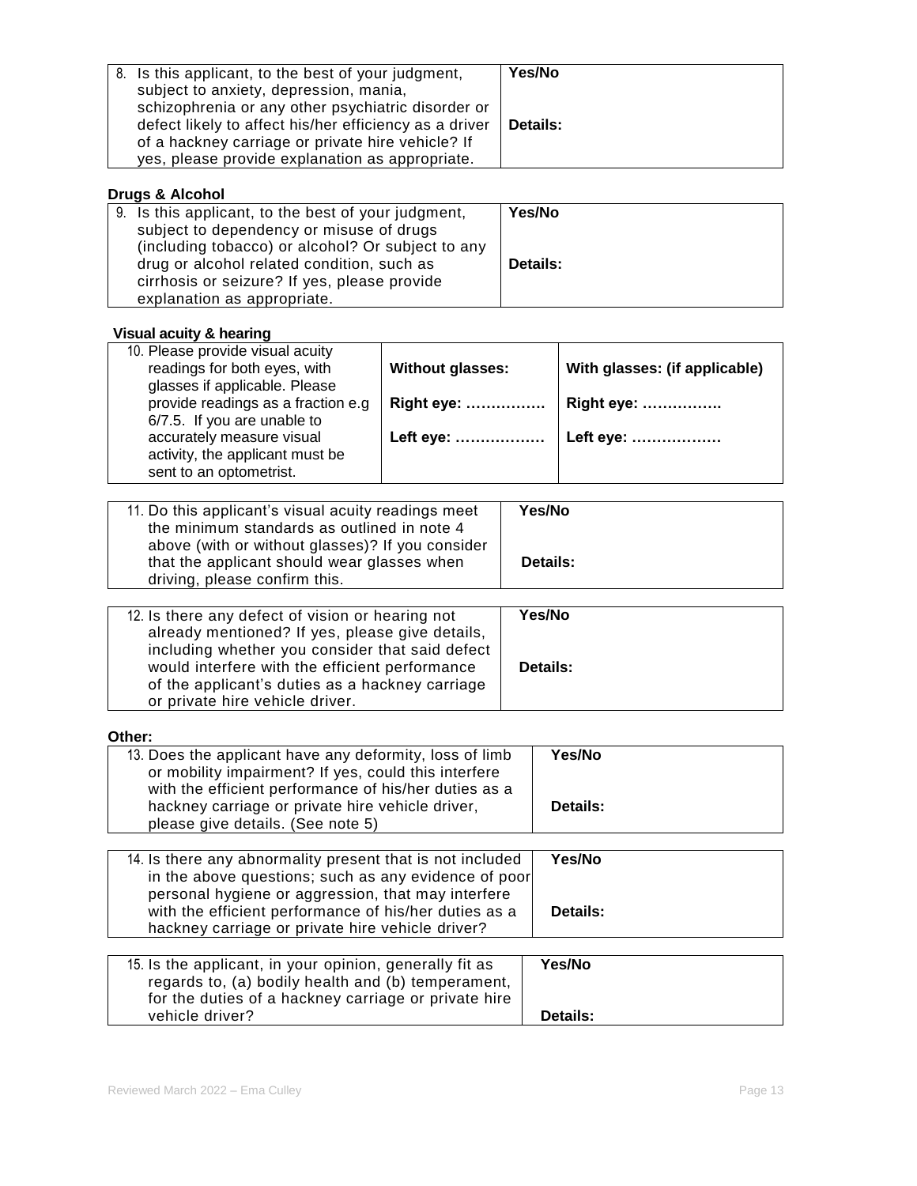| 8. Is this applicant, to the best of your judgment, subject to anxiety, depression, mania, schizophrenia or any other psychiatric disorder or defect likely to affect his/her efficiency as a driver of a hackney carriage or private hire vehicle? If yes, please provide explanation as appropriate. | **Yes/No**<br><br>**Details:** |
|---|---|

**Drugs & Alcohol**

| 9. Is this applicant, to the best of your judgment, subject to dependency or misuse of drugs (including tobacco) or alcohol? Or subject to any drug or alcohol related condition, such as cirrhosis or seizure? If yes, please provide explanation as appropriate. | **Yes/No**<br><br>**Details:** |
|---|---|

**Visual acuity & hearing**

| 10. Please provide visual acuity readings for both eyes, with glasses if applicable. Please provide readings as a fraction e.g 6/7.5. If you are unable to accurately measure visual activity, the applicant must be sent to an optometrist. | **Without glasses:**<br><br>**Right eye: ……………**<br><br>**Left eye: ………………** | **With glasses: (if applicable)**<br><br>**Right eye: …………….**<br><br>**Left eye: ………………** |
|---|---|---|

| 11. Do this applicant's visual acuity readings meet the minimum standards as outlined in note 4 above (with or without glasses)? If you consider that the applicant should wear glasses when driving, please confirm this. | **Yes/No**<br><br>**Details:** |
|---|---|

| 12. Is there any defect of vision or hearing not already mentioned? If yes, please give details, including whether you consider that said defect would interfere with the efficient performance of the applicant's duties as a hackney carriage or private hire vehicle driver. | **Yes/No**<br><br>**Details:** |
|---|---|

**Other:**

| 13. Does the applicant have any deformity, loss of limb or mobility impairment? If yes, could this interfere with the efficient performance of his/her duties as a hackney carriage or private hire vehicle driver, please give details. (See note 5) | **Yes/No**<br><br>**Details:** |
|---|---|

| 14. Is there any abnormality present that is not included in the above questions; such as any evidence of poor personal hygiene or aggression, that may interfere with the efficient performance of his/her duties as a hackney carriage or private hire vehicle driver? | **Yes/No**<br><br>**Details:** |
|---|---|

| 15. Is the applicant, in your opinion, generally fit as regards to, (a) bodily health and (b) temperament, for the duties of a hackney carriage or private hire vehicle driver? | **Yes/No**<br><br>**Details:** |
|---|---|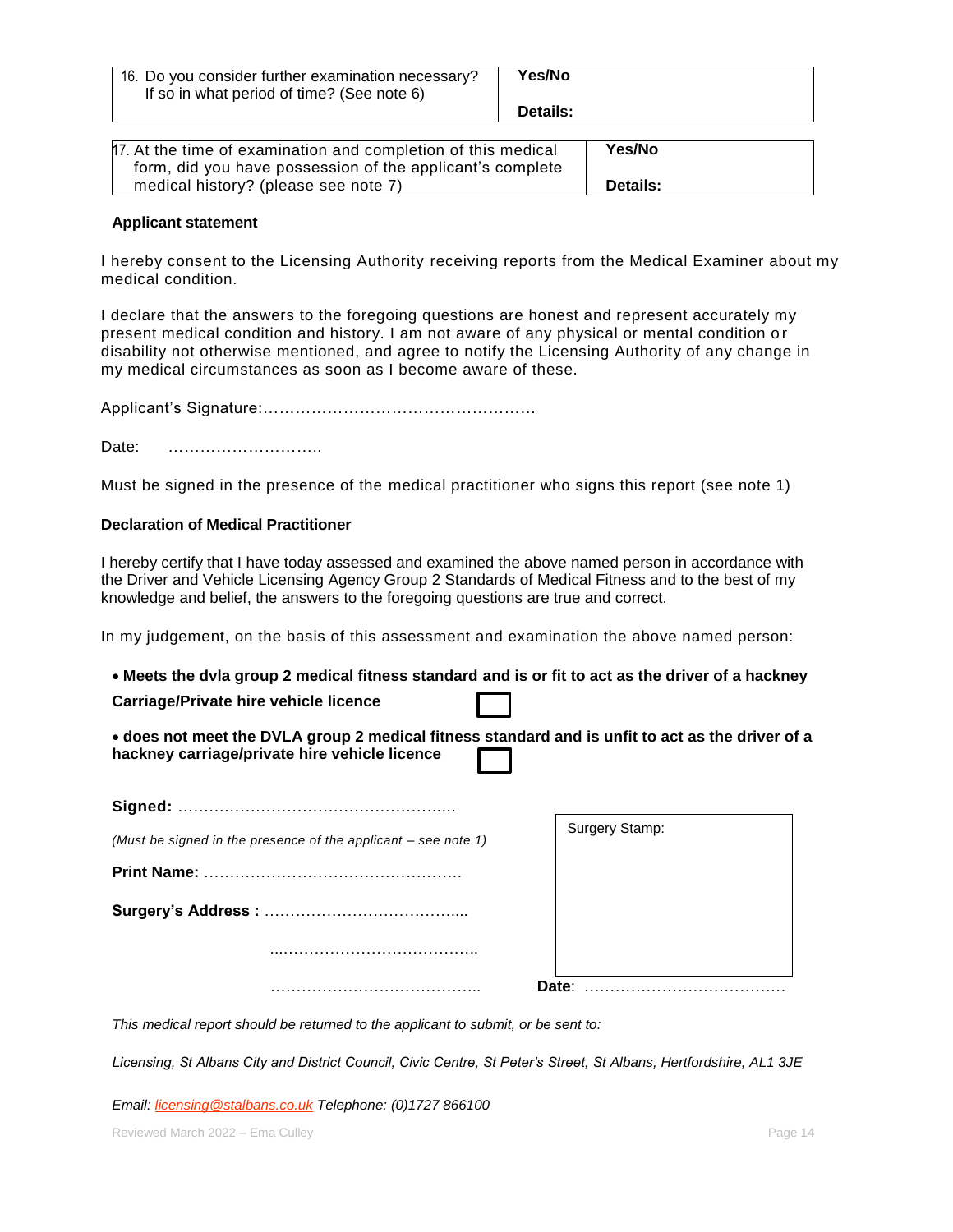| 16. Do you consider further examination necessary? If so in what period of time? (See note 6) | **Yes/No**<br><br>**Details:** |
|---|---|

| 17. At the time of examination and completion of this medical form, did you have possession of the applicant's complete medical history? (please see note 7) | **Yes/No**<br><br>**Details:** |
|---|---|

**Applicant statement**

I hereby consent to the Licensing Authority receiving reports from the Medical Examiner about my medical condition.

I declare that the answers to the foregoing questions are honest and represent accurately my present medical condition and history. I am not aware of any physical or mental condition or disability not otherwise mentioned, and agree to notify the Licensing Authority of any change in my medical circumstances as soon as I become aware of these.

Applicant's Signature:……………………………………………

Date: ………………………..

Must be signed in the presence of the medical practitioner who signs this report (see note 1)

**Declaration of Medical Practitioner**

I hereby certify that I have today assessed and examined the above named person in accordance with the Driver and Vehicle Licensing Agency Group 2 Standards of Medical Fitness and to the best of my knowledge and belief, the answers to the foregoing questions are true and correct.

In my judgement, on the basis of this assessment and examination the above named person:

- **Meets the dvla group 2 medical fitness standard and is or fit to act as the driver of a hackney Carriage/Private hire vehicle licence** ☐
- **does not meet the DVLA group 2 medical fitness standard and is unfit to act as the driver of a hackney carriage/private hire vehicle licence** ☐

**Signed:** ……………………………………………..

*(Must be signed in the presence of the applicant – see note 1)*

**Print Name:** ……………………………………………

**Surgery's Address :** ………………………………....

………………………………….

…………………………………..

Surgery Stamp:

**Date**: …………………………………

*This medical report should be returned to the applicant to submit, or be sent to:*

*Licensing, St Albans City and District Council, Civic Centre, St Peter's Street, St Albans, Hertfordshire, AL1 3JE*

*Email: licensing@stalbans.co.uk Telephone: (0)1727 866100*

Reviewed March 2022 – Ema Culley